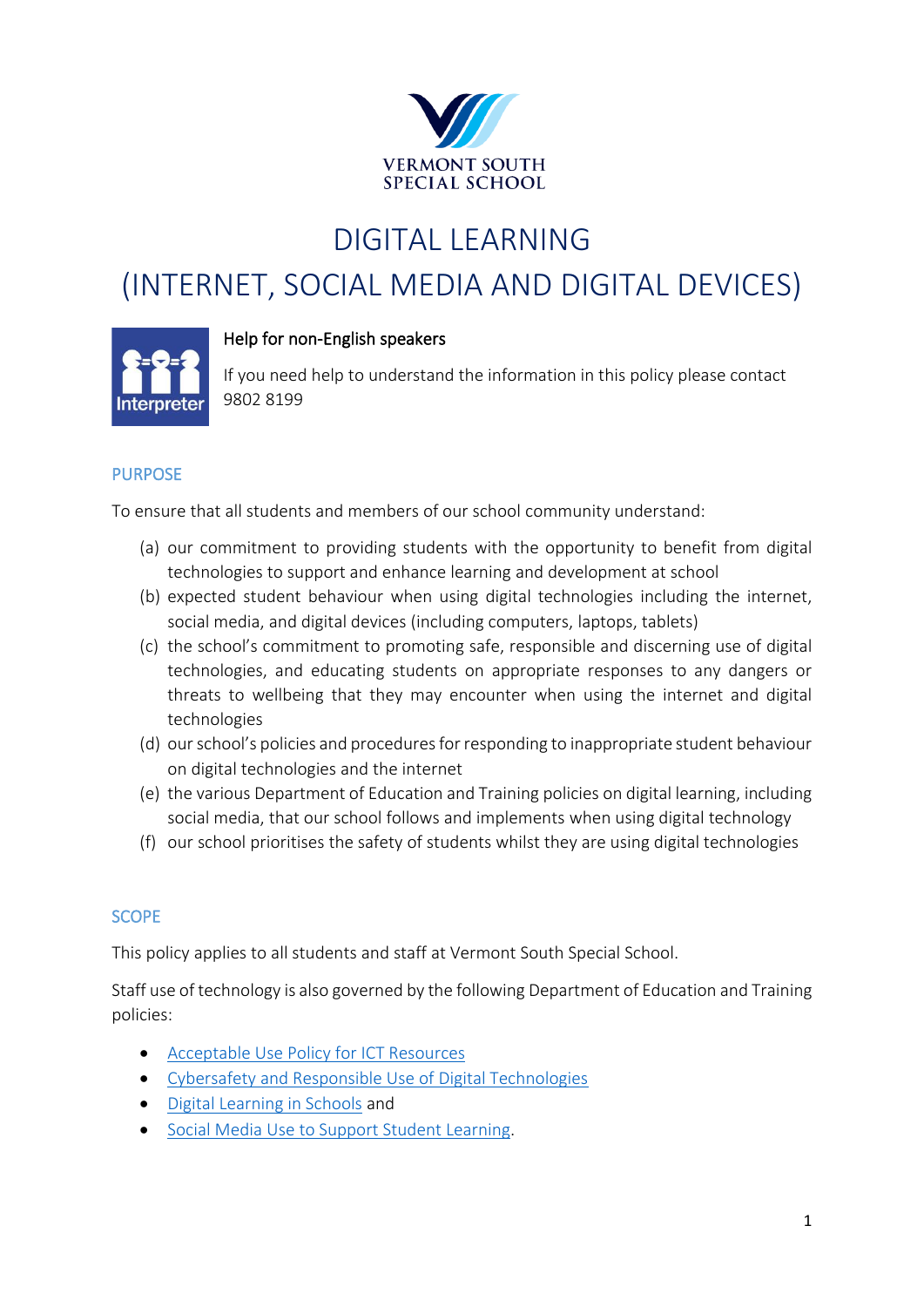VERMONT SOUTH SPECIAL SCHOOL

# DIGITAL LEARNING
# (INTERNET, SOCIAL MEDIA AND DIGITAL DEVICES)

Interpreter

**Help for non-English speakers**

If you need help to understand the information in this policy please contact 9802 8199

## PURPOSE

To ensure that all students and members of our school community understand:

(a) our commitment to providing students with the opportunity to benefit from digital technologies to support and enhance learning and development at school
(b) expected student behaviour when using digital technologies including the internet, social media, and digital devices (including computers, laptops, tablets)
(c) the school's commitment to promoting safe, responsible and discerning use of digital technologies, and educating students on appropriate responses to any dangers or threats to wellbeing that they may encounter when using the internet and digital technologies
(d) our school's policies and procedures for responding to inappropriate student behaviour on digital technologies and the internet
(e) the various Department of Education and Training policies on digital learning, including social media, that our school follows and implements when using digital technology
(f) our school prioritises the safety of students whilst they are using digital technologies

## SCOPE

This policy applies to all students and staff at Vermont South Special School.

Staff use of technology is also governed by the following Department of Education and Training policies:

- Acceptable Use Policy for ICT Resources
- Cybersafety and Responsible Use of Digital Technologies
- Digital Learning in Schools and
- Social Media Use to Support Student Learning.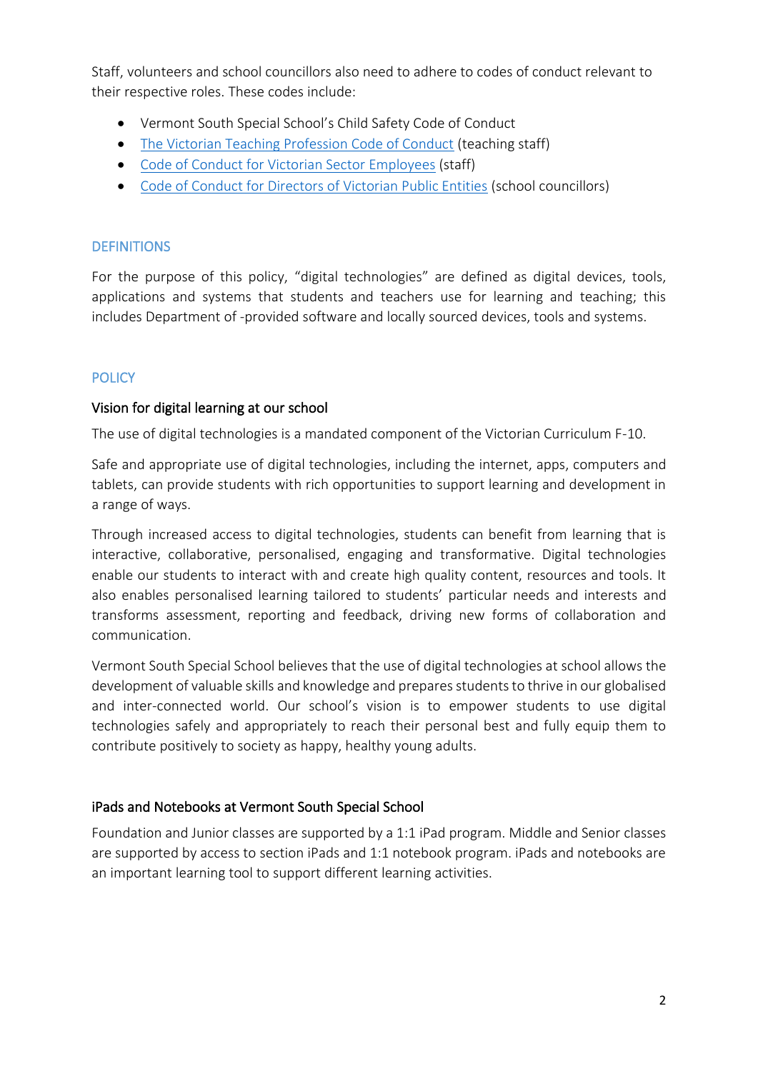Staff, volunteers and school councillors also need to adhere to codes of conduct relevant to their respective roles. These codes include:

- Vermont South Special School's Child Safety Code of Conduct
- The Victorian Teaching Profession Code of Conduct (teaching staff)
- Code of Conduct for Victorian Sector Employees (staff)
- Code of Conduct for Directors of Victorian Public Entities (school councillors)

## DEFINITIONS

For the purpose of this policy, "digital technologies" are defined as digital devices, tools, applications and systems that students and teachers use for learning and teaching; this includes Department of -provided software and locally sourced devices, tools and systems.

## POLICY

### Vision for digital learning at our school

The use of digital technologies is a mandated component of the Victorian Curriculum F-10.

Safe and appropriate use of digital technologies, including the internet, apps, computers and tablets, can provide students with rich opportunities to support learning and development in a range of ways.

Through increased access to digital technologies, students can benefit from learning that is interactive, collaborative, personalised, engaging and transformative. Digital technologies enable our students to interact with and create high quality content, resources and tools. It also enables personalised learning tailored to students' particular needs and interests and transforms assessment, reporting and feedback, driving new forms of collaboration and communication.

Vermont South Special School believes that the use of digital technologies at school allows the development of valuable skills and knowledge and prepares students to thrive in our globalised and inter-connected world. Our school's vision is to empower students to use digital technologies safely and appropriately to reach their personal best and fully equip them to contribute positively to society as happy, healthy young adults.

### iPads and Notebooks at Vermont South Special School

Foundation and Junior classes are supported by a 1:1 iPad program. Middle and Senior classes are supported by access to section iPads and 1:1 notebook program. iPads and notebooks are an important learning tool to support different learning activities.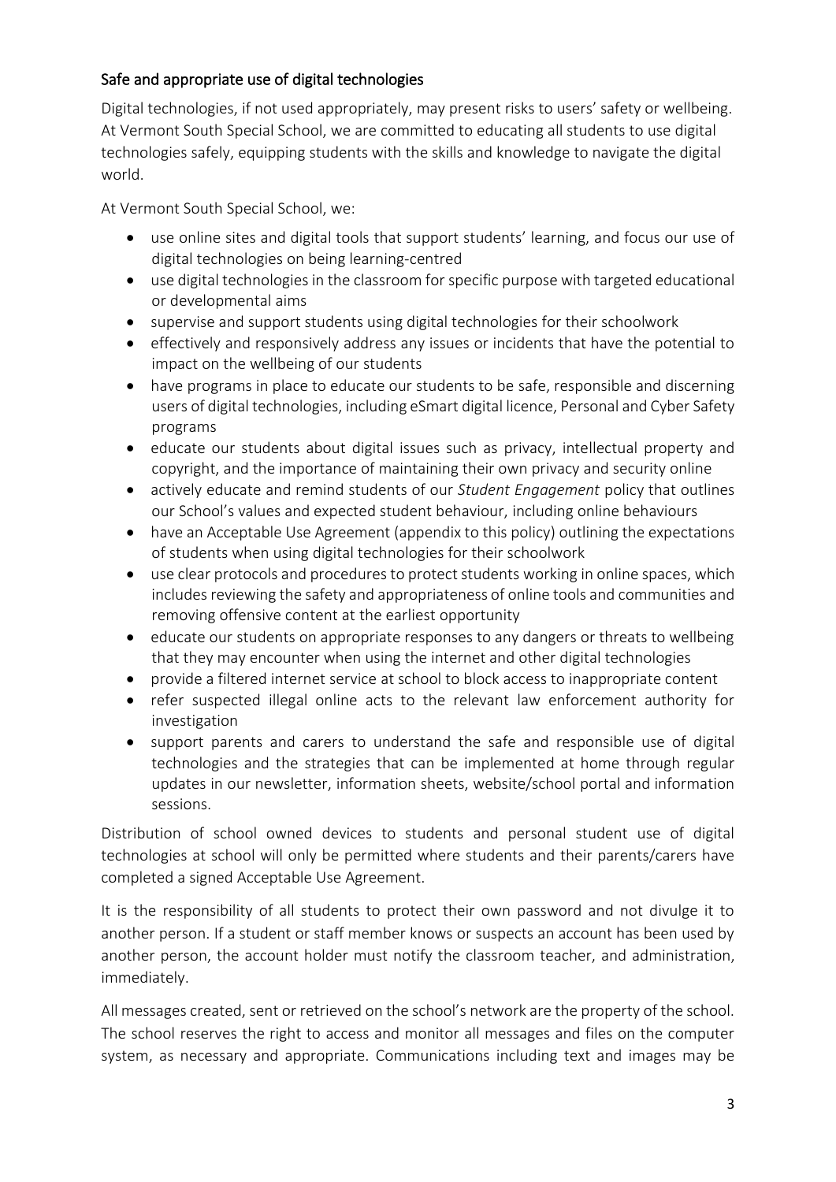## Safe and appropriate use of digital technologies

Digital technologies, if not used appropriately, may present risks to users' safety or wellbeing. At Vermont South Special School, we are committed to educating all students to use digital technologies safely, equipping students with the skills and knowledge to navigate the digital world.

At Vermont South Special School, we:

- use online sites and digital tools that support students' learning, and focus our use of digital technologies on being learning-centred
- use digital technologies in the classroom for specific purpose with targeted educational or developmental aims
- supervise and support students using digital technologies for their schoolwork
- effectively and responsively address any issues or incidents that have the potential to impact on the wellbeing of our students
- have programs in place to educate our students to be safe, responsible and discerning users of digital technologies, including eSmart digital licence, Personal and Cyber Safety programs
- educate our students about digital issues such as privacy, intellectual property and copyright, and the importance of maintaining their own privacy and security online
- actively educate and remind students of our *Student Engagement* policy that outlines our School's values and expected student behaviour, including online behaviours
- have an Acceptable Use Agreement (appendix to this policy) outlining the expectations of students when using digital technologies for their schoolwork
- use clear protocols and procedures to protect students working in online spaces, which includes reviewing the safety and appropriateness of online tools and communities and removing offensive content at the earliest opportunity
- educate our students on appropriate responses to any dangers or threats to wellbeing that they may encounter when using the internet and other digital technologies
- provide a filtered internet service at school to block access to inappropriate content
- refer suspected illegal online acts to the relevant law enforcement authority for investigation
- support parents and carers to understand the safe and responsible use of digital technologies and the strategies that can be implemented at home through regular updates in our newsletter, information sheets, website/school portal and information sessions.

Distribution of school owned devices to students and personal student use of digital technologies at school will only be permitted where students and their parents/carers have completed a signed Acceptable Use Agreement.

It is the responsibility of all students to protect their own password and not divulge it to another person. If a student or staff member knows or suspects an account has been used by another person, the account holder must notify the classroom teacher, and administration, immediately.

All messages created, sent or retrieved on the school's network are the property of the school. The school reserves the right to access and monitor all messages and files on the computer system, as necessary and appropriate. Communications including text and images may be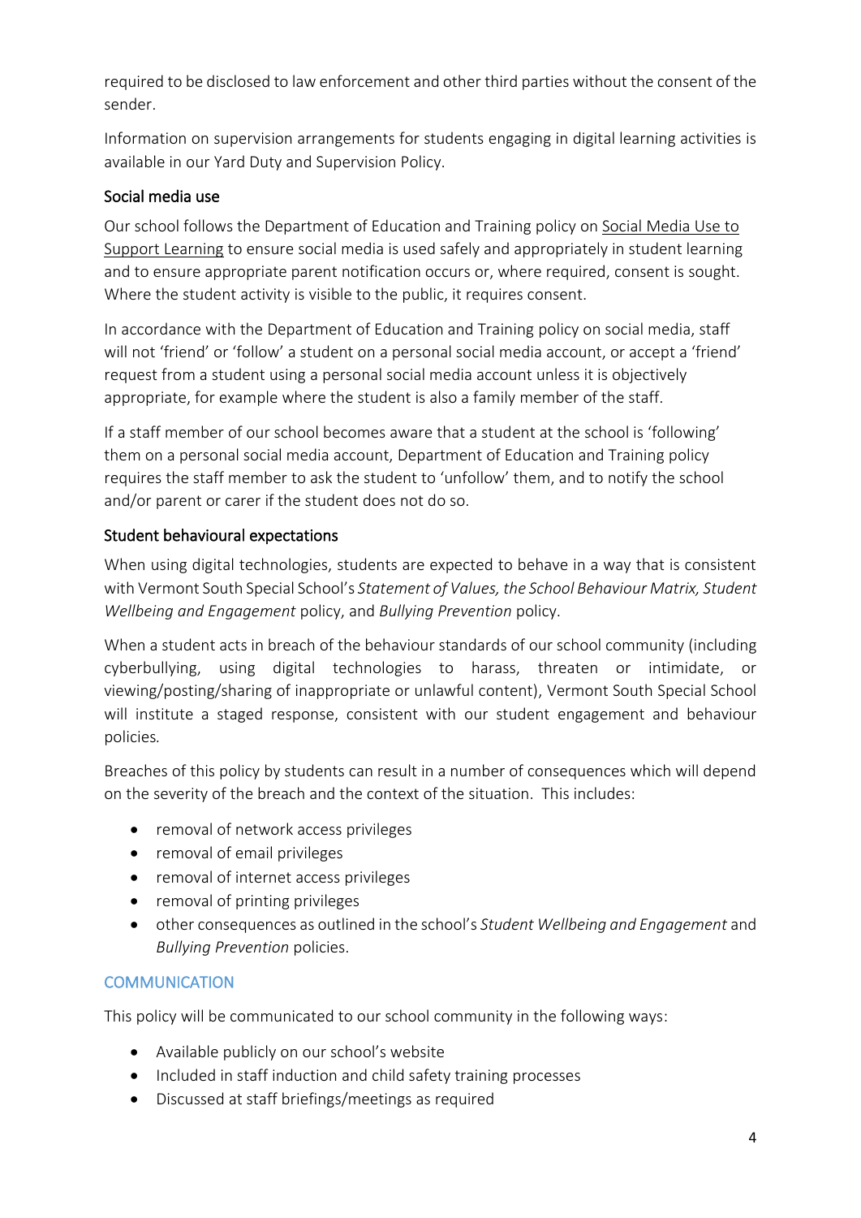required to be disclosed to law enforcement and other third parties without the consent of the sender.

Information on supervision arrangements for students engaging in digital learning activities is available in our Yard Duty and Supervision Policy.

### Social media use

Our school follows the Department of Education and Training policy on Social Media Use to Support Learning to ensure social media is used safely and appropriately in student learning and to ensure appropriate parent notification occurs or, where required, consent is sought. Where the student activity is visible to the public, it requires consent.

In accordance with the Department of Education and Training policy on social media, staff will not 'friend' or 'follow' a student on a personal social media account, or accept a 'friend' request from a student using a personal social media account unless it is objectively appropriate, for example where the student is also a family member of the staff.

If a staff member of our school becomes aware that a student at the school is 'following' them on a personal social media account, Department of Education and Training policy requires the staff member to ask the student to 'unfollow' them, and to notify the school and/or parent or carer if the student does not do so.

### Student behavioural expectations

When using digital technologies, students are expected to behave in a way that is consistent with Vermont South Special School's *Statement of Values, the School Behaviour Matrix, Student Wellbeing and Engagement* policy, and *Bullying Prevention* policy.

When a student acts in breach of the behaviour standards of our school community (including cyberbullying, using digital technologies to harass, threaten or intimidate, or viewing/posting/sharing of inappropriate or unlawful content), Vermont South Special School will institute a staged response, consistent with our student engagement and behaviour policies*.*

Breaches of this policy by students can result in a number of consequences which will depend on the severity of the breach and the context of the situation. This includes:

- removal of network access privileges
- removal of email privileges
- removal of internet access privileges
- removal of printing privileges
- other consequences as outlined in the school's *Student Wellbeing and Engagement* and *Bullying Prevention* policies.

## COMMUNICATION

This policy will be communicated to our school community in the following ways:

- Available publicly on our school's website
- Included in staff induction and child safety training processes
- Discussed at staff briefings/meetings as required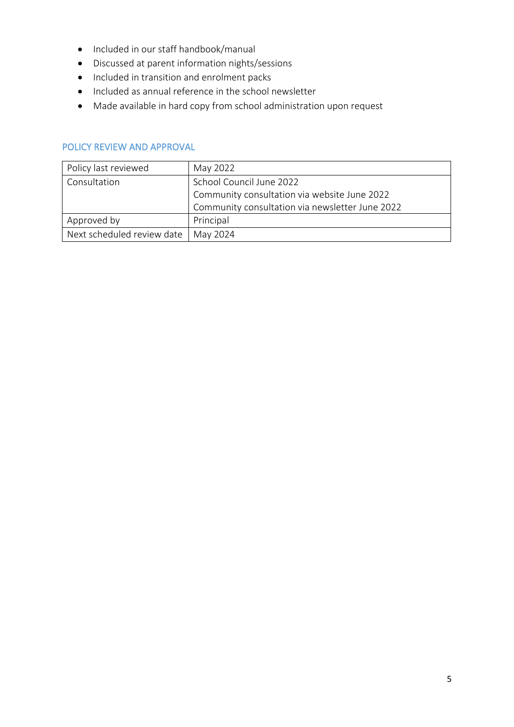- Included in our staff handbook/manual
- Discussed at parent information nights/sessions
- Included in transition and enrolment packs
- Included as annual reference in the school newsletter
- Made available in hard copy from school administration upon request

## POLICY REVIEW AND APPROVAL

| | |
|---|---|
| Policy last reviewed | May 2022 |
| Consultation | School Council June 2022<br>Community consultation via website June 2022<br>Community consultation via newsletter June 2022 |
| Approved by | Principal |
| Next scheduled review date | May 2024 |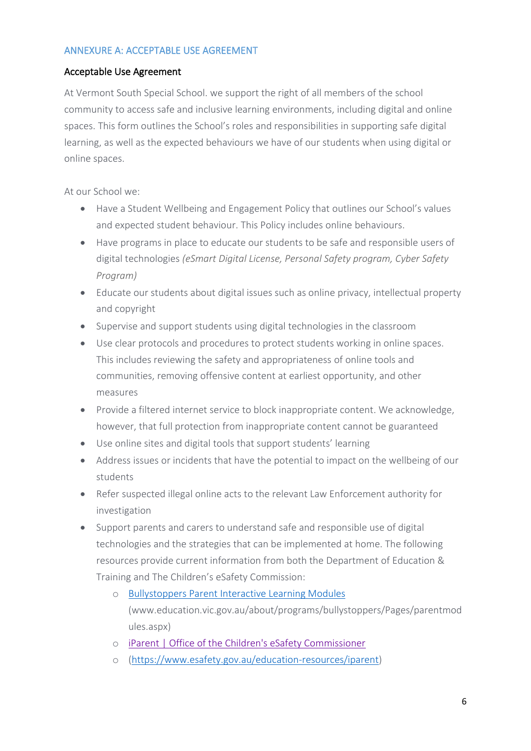## ANNEXURE A: ACCEPTABLE USE AGREEMENT

### Acceptable Use Agreement

At Vermont South Special School. we support the right of all members of the school community to access safe and inclusive learning environments, including digital and online spaces. This form outlines the School's roles and responsibilities in supporting safe digital learning, as well as the expected behaviours we have of our students when using digital or online spaces.

At our School we:

- Have a Student Wellbeing and Engagement Policy that outlines our School's values and expected student behaviour. This Policy includes online behaviours.
- Have programs in place to educate our students to be safe and responsible users of digital technologies *(eSmart Digital License, Personal Safety program, Cyber Safety Program)*
- Educate our students about digital issues such as online privacy, intellectual property and copyright
- Supervise and support students using digital technologies in the classroom
- Use clear protocols and procedures to protect students working in online spaces. This includes reviewing the safety and appropriateness of online tools and communities, removing offensive content at earliest opportunity, and other measures
- Provide a filtered internet service to block inappropriate content. We acknowledge, however, that full protection from inappropriate content cannot be guaranteed
- Use online sites and digital tools that support students' learning
- Address issues or incidents that have the potential to impact on the wellbeing of our students
- Refer suspected illegal online acts to the relevant Law Enforcement authority for investigation
- Support parents and carers to understand safe and responsible use of digital technologies and the strategies that can be implemented at home. The following resources provide current information from both the Department of Education & Training and The Children's eSafety Commission:
  - Bullystoppers Parent Interactive Learning Modules (www.education.vic.gov.au/about/programs/bullystoppers/Pages/parentmodules.aspx)
  - iParent | Office of the Children's eSafety Commissioner
  - (https://www.esafety.gov.au/education-resources/iparent)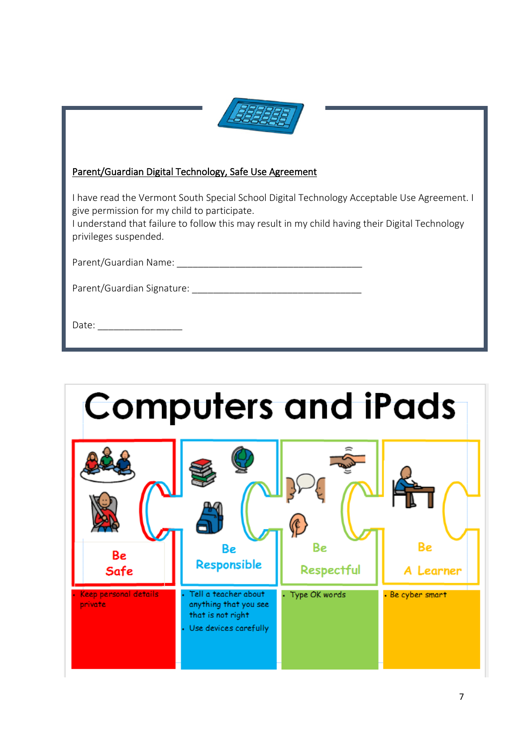**Parent/Guardian Digital Technology, Safe Use Agreement**

I have read the Vermont South Special School Digital Technology Acceptable Use Agreement. I give permission for my child to participate.
I understand that failure to follow this may result in my child having their Digital Technology privileges suspended.

Parent/Guardian Name: ___________________________________

Parent/Guardian Signature: ________________________________

Date: ________________

# Computers and iPads

| Be Safe | Be Responsible | Be Respectful | Be A Learner |
|---|---|---|---|
| • Keep personal details private | • Tell a teacher about anything that you see that is not right<br>• Use devices carefully | • Type OK words | • Be cyber smart |